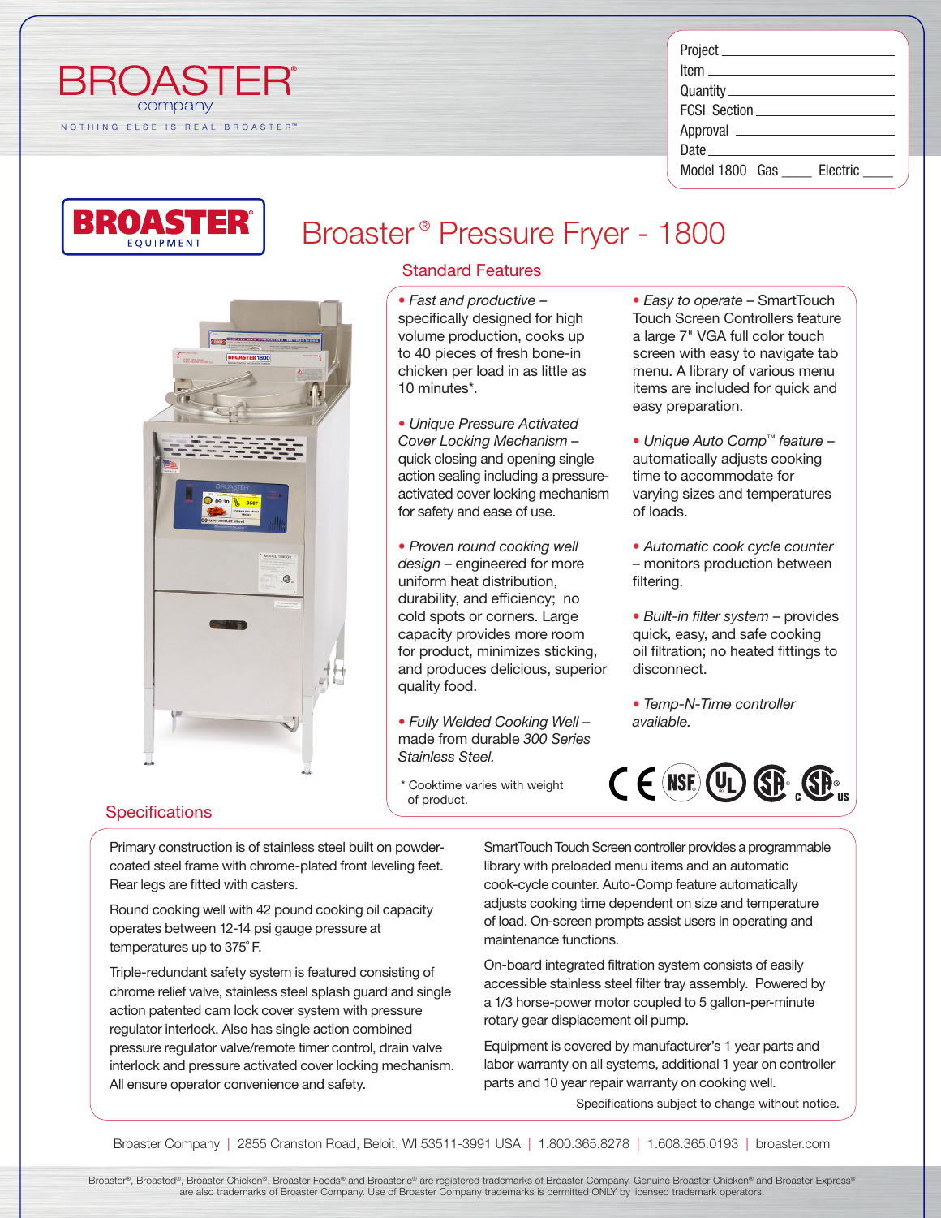BROASTER® company

NOTHING ELSE IS REAL BROASTER™

Project ____________________
Item ____________________
Quantity ____________________
FCSI Section ____________________
Approval ____________________
Date ____________________
Model 1800 Gas ____ Electric ____

BROASTER® EQUIPMENT

# Broaster® Pressure Fryer - 1800

## Standard Features

- *Fast and productive* – specifically designed for high volume production, cooks up to 40 pieces of fresh bone-in chicken per load in as little as 10 minutes*.
- *Unique Pressure Activated Cover Locking Mechanism* – quick closing and opening single action sealing including a pressure-activated cover locking mechanism for safety and ease of use.
- *Proven round cooking well design* – engineered for more uniform heat distribution, durability, and efficiency; no cold spots or corners. Large capacity provides more room for product, minimizes sticking, and produces delicious, superior quality food.
- *Fully Welded Cooking Well* – made from durable *300 Series Stainless Steel.*
- *Easy to operate* – SmartTouch Touch Screen Controllers feature a large 7" VGA full color touch screen with easy to navigate tab menu. A library of various menu items are included for quick and easy preparation.
- *Unique Auto Comp™ feature* – automatically adjusts cooking time to accommodate for varying sizes and temperatures of loads.
- *Automatic cook cycle counter* – monitors production between filtering.
- *Built-in filter system* – provides quick, easy, and safe cooking oil filtration; no heated fittings to disconnect.
- *Temp-N-Time controller available.*

\* Cooktime varies with weight of product.

## Specifications

Primary construction is of stainless steel built on powder-coated steel frame with chrome-plated front leveling feet. Rear legs are fitted with casters.

Round cooking well with 42 pound cooking oil capacity operates between 12-14 psi gauge pressure at temperatures up to 375° F.

Triple-redundant safety system is featured consisting of chrome relief valve, stainless steel splash guard and single action patented cam lock cover system with pressure regulator interlock. Also has single action combined pressure regulator valve/remote timer control, drain valve interlock and pressure activated cover locking mechanism. All ensure operator convenience and safety.

SmartTouch Touch Screen controller provides a programmable library with preloaded menu items and an automatic cook-cycle counter. Auto-Comp feature automatically adjusts cooking time dependent on size and temperature of load. On-screen prompts assist users in operating and maintenance functions.

On-board integrated filtration system consists of easily accessible stainless steel filter tray assembly. Powered by a 1/3 horse-power motor coupled to 5 gallon-per-minute rotary gear displacement oil pump.

Equipment is covered by manufacturer's 1 year parts and labor warranty on all systems, additional 1 year on controller parts and 10 year repair warranty on cooking well.

Specifications subject to change without notice.

Broaster Company | 2855 Cranston Road, Beloit, WI 53511-3991 USA | 1.800.365.8278 | 1.608.365.0193 | broaster.com

Broaster®, Broasted®, Broaster Chicken®, Broaster Foods® and Broasterie® are registered trademarks of Broaster Company. Genuine Broaster Chicken® and Broaster Express® are also trademarks of Broaster Company. Use of Broaster Company trademarks is permitted ONLY by licensed trademark operators.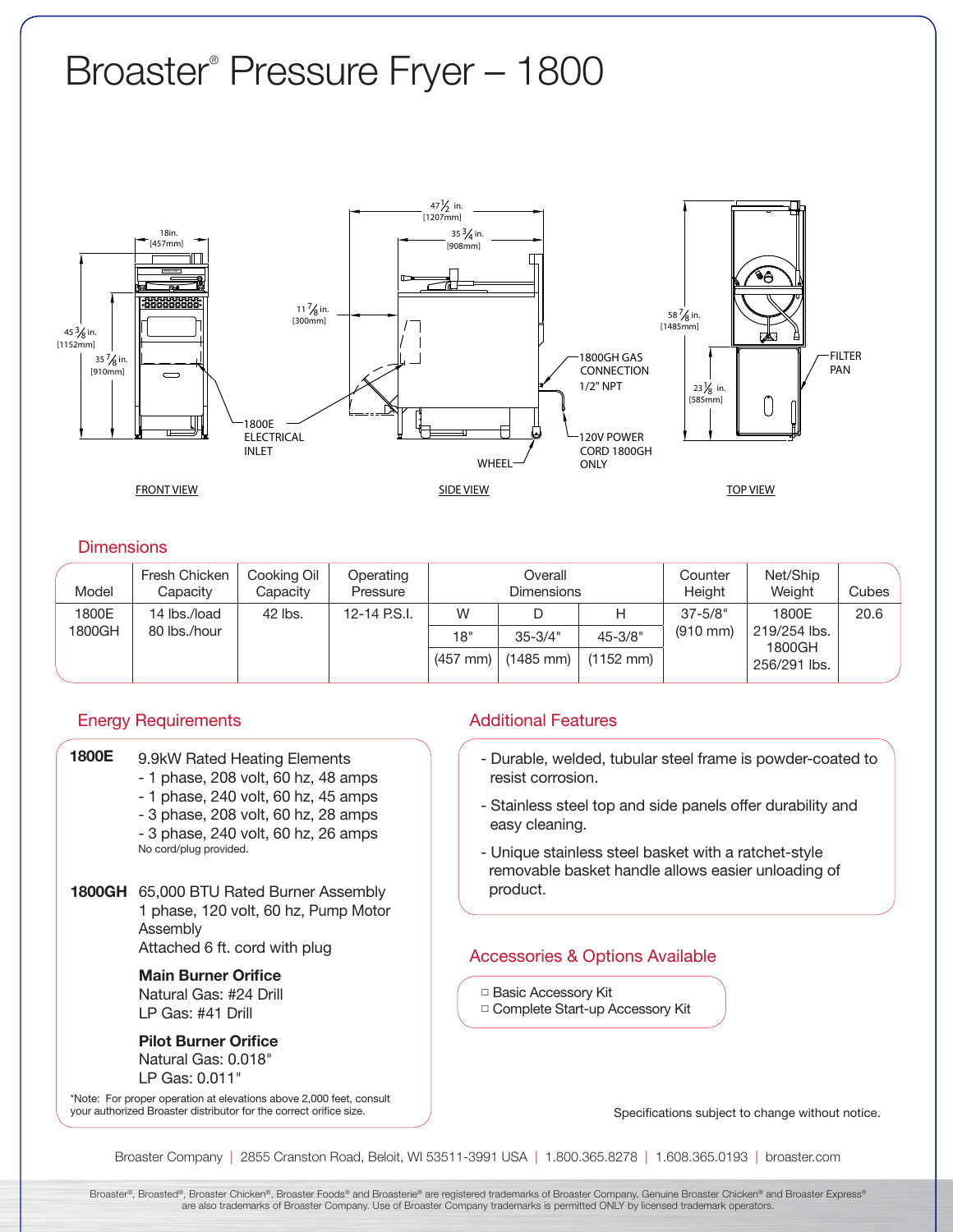# Broaster® Pressure Fryer – 1800

18in.
[457mm]

45 3/8 in.
[1152mm]

35 7/8 in.
[910mm]

1800E
ELECTRICAL
INLET

FRONT VIEW

47 1/2 in.
[1207mm]

35 3/4 in.
[908mm]

11 7/8 in.
[300mm]

1800GH GAS
CONNECTION
1/2" NPT

120V POWER
CORD 1800GH
ONLY

WHEEL

SIDE VIEW

58 7/8 in.
[1485mm]

23 1/8 in.
[585mm]

FILTER
PAN

TOP VIEW

## Dimensions

| Model | Fresh Chicken Capacity | Cooking Oil Capacity | Operating Pressure | Overall Dimensions | | | Counter Height | Net/Ship Weight | Cubes |
|---|---|---|---|---|---|---|---|---|---|
| | | | | W | D | H | | | |
| 1800E<br>1800GH | 14 lbs./load<br>80 lbs./hour | 42 lbs. | 12-14 P.S.I. | 18"<br>(457 mm) | 35-3/4"<br>(1485 mm) | 45-3/8"<br>(1152 mm) | 37-5/8"<br>(910 mm) | 1800E<br>219/254 lbs.<br>1800GH<br>256/291 lbs. | 20.6 |

## Energy Requirements

**1800E** 9.9kW Rated Heating Elements
- 1 phase, 208 volt, 60 hz, 48 amps
- 1 phase, 240 volt, 60 hz, 45 amps
- 3 phase, 208 volt, 60 hz, 28 amps
- 3 phase, 240 volt, 60 hz, 26 amps

No cord/plug provided.

**1800GH** 65,000 BTU Rated Burner Assembly
1 phase, 120 volt, 60 hz, Pump Motor Assembly
Attached 6 ft. cord with plug

**Main Burner Orifice**
Natural Gas: #24 Drill
LP Gas: #41 Drill

**Pilot Burner Orifice**
Natural Gas: 0.018"
LP Gas: 0.011"

*Note: For proper operation at elevations above 2,000 feet, consult your authorized Broaster distributor for the correct orifice size.

## Additional Features

- Durable, welded, tubular steel frame is powder-coated to resist corrosion.
- Stainless steel top and side panels offer durability and easy cleaning.
- Unique stainless steel basket with a ratchet-style removable basket handle allows easier unloading of product.

## Accessories & Options Available

- ☐ Basic Accessory Kit
- ☐ Complete Start-up Accessory Kit

Specifications subject to change without notice.

Broaster Company | 2855 Cranston Road, Beloit, WI 53511-3991 USA | 1.800.365.8278 | 1.608.365.0193 | broaster.com

Broaster®, Broasted®, Broaster Chicken®, Broaster Foods® and Broasterie® are registered trademarks of Broaster Company. Genuine Broaster Chicken® and Broaster Express® are also trademarks of Broaster Company. Use of Broaster Company trademarks is permitted ONLY by licensed trademark operators.